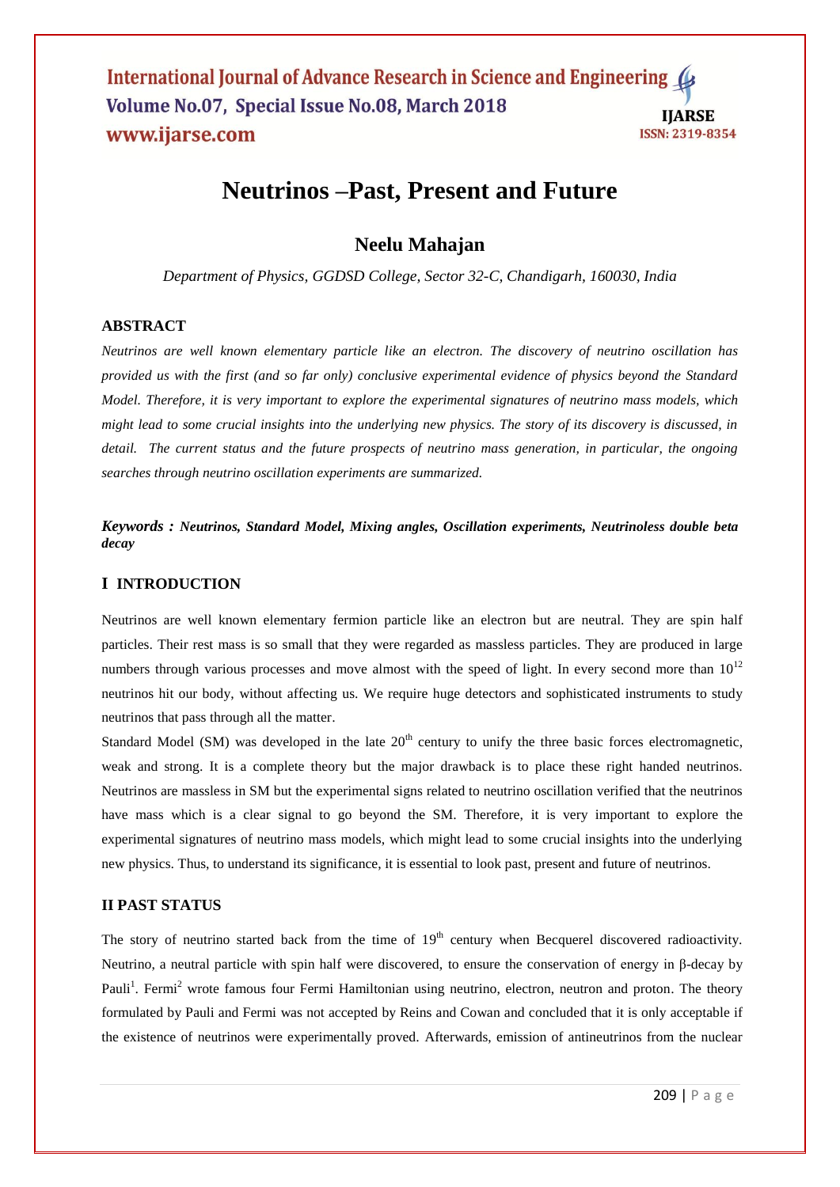# Neutrinos –Past, Present and Future

## Neelu Mahajan

*Department of Physics, GGDSD College, Sector 32-C, Chandigarh, 160030, India*

### ABSTRACT

*Neutrinos are well known elementary particle like an electron. The discovery of neutrino oscillation has provided us with the first (and so far only) conclusive experimental evidence of physics beyond the Standard Model. Therefore, it is very important to explore the experimental signatures of neutrino mass models, which might lead to some crucial insights into the underlying new physics. The story of its discovery is discussed, in detail. The current status and the future prospects of neutrino mass generation, in particular, the ongoing searches through neutrino oscillation experiments are summarized.*

***Keywords :*** ***Neutrinos, Standard Model, Mixing angles, Oscillation experiments, Neutrinoless double beta decay***

### I INTRODUCTION

Neutrinos are well known elementary fermion particle like an electron but are neutral. They are spin half particles. Their rest mass is so small that they were regarded as massless particles. They are produced in large numbers through various processes and move almost with the speed of light. In every second more than $10^{12}$ neutrinos hit our body, without affecting us. We require huge detectors and sophisticated instruments to study neutrinos that pass through all the matter.

Standard Model (SM) was developed in the late 20th century to unify the three basic forces electromagnetic, weak and strong. It is a complete theory but the major drawback is to place these right handed neutrinos. Neutrinos are massless in SM but the experimental signs related to neutrino oscillation verified that the neutrinos have mass which is a clear signal to go beyond the SM. Therefore, it is very important to explore the experimental signatures of neutrino mass models, which might lead to some crucial insights into the underlying new physics. Thus, to understand its significance, it is essential to look past, present and future of neutrinos.

### II PAST STATUS

The story of neutrino started back from the time of 19th century when Becquerel discovered radioactivity. Neutrino, a neutral particle with spin half were discovered, to ensure the conservation of energy in β-decay by Pauli[1]. Fermi[2] wrote famous four Fermi Hamiltonian using neutrino, electron, neutron and proton. The theory formulated by Pauli and Fermi was not accepted by Reins and Cowan and concluded that it is only acceptable if the existence of neutrinos were experimentally proved. Afterwards, emission of antineutrinos from the nuclear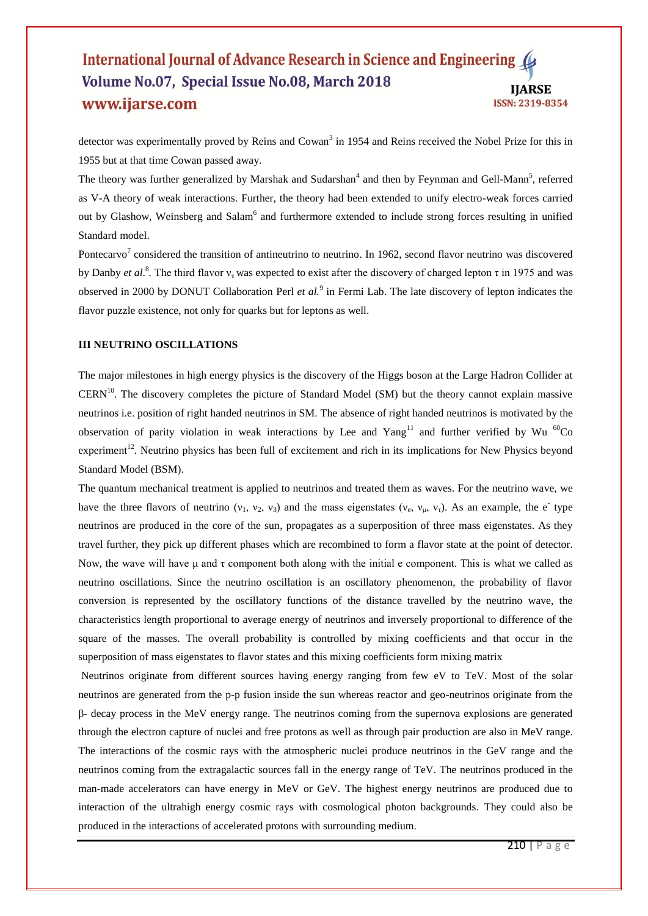detector was experimentally proved by Reins and Cowan[3] in 1954 and Reins received the Nobel Prize for this in 1955 but at that time Cowan passed away.

The theory was further generalized by Marshak and Sudarshan[4] and then by Feynman and Gell-Mann[5], referred as V-A theory of weak interactions. Further, the theory had been extended to unify electro-weak forces carried out by Glashow, Weinsberg and Salam[6] and furthermore extended to include strong forces resulting in unified Standard model.

Pontecarvo[7] considered the transition of antineutrino to neutrino. In 1962, second flavor neutrino was discovered by Danby *et al.*[8]. The third flavor $\nu_\tau$ was expected to exist after the discovery of charged lepton $\tau$ in 1975 and was observed in 2000 by DONUT Collaboration Perl *et al.*[9] in Fermi Lab. The late discovery of lepton indicates the flavor puzzle existence, not only for quarks but for leptons as well.

### III NEUTRINO OSCILLATIONS

The major milestones in high energy physics is the discovery of the Higgs boson at the Large Hadron Collider at CERN[10]. The discovery completes the picture of Standard Model (SM) but the theory cannot explain massive neutrinos i.e. position of right handed neutrinos in SM. The absence of right handed neutrinos is motivated by the observation of parity violation in weak interactions by Lee and Yang[11] and further verified by Wu $^{60}Co$ experiment[12]. Neutrino physics has been full of excitement and rich in its implications for New Physics beyond Standard Model (BSM).

The quantum mechanical treatment is applied to neutrinos and treated them as waves. For the neutrino wave, we have the three flavors of neutrino ($\nu_1$, $\nu_2$, $\nu_3$) and the mass eigenstates ($\nu_e$, $\nu_\mu$, $\nu_\tau$). As an example, the $e^-$ type neutrinos are produced in the core of the sun, propagates as a superposition of three mass eigenstates. As they travel further, they pick up different phases which are recombined to form a flavor state at the point of detector. Now, the wave will have $\mu$ and $\tau$ component both along with the initial e component. This is what we called as neutrino oscillations. Since the neutrino oscillation is an oscillatory phenomenon, the probability of flavor conversion is represented by the oscillatory functions of the distance travelled by the neutrino wave, the characteristics length proportional to average energy of neutrinos and inversely proportional to difference of the square of the masses. The overall probability is controlled by mixing coefficients and that occur in the superposition of mass eigenstates to flavor states and this mixing coefficients form mixing matrix

Neutrinos originate from different sources having energy ranging from few eV to TeV. Most of the solar neutrinos are generated from the p-p fusion inside the sun whereas reactor and geo-neutrinos originate from the β- decay process in the MeV energy range. The neutrinos coming from the supernova explosions are generated through the electron capture of nuclei and free protons as well as through pair production are also in MeV range. The interactions of the cosmic rays with the atmospheric nuclei produce neutrinos in the GeV range and the neutrinos coming from the extragalactic sources fall in the energy range of TeV. The neutrinos produced in the man-made accelerators can have energy in MeV or GeV. The highest energy neutrinos are produced due to interaction of the ultrahigh energy cosmic rays with cosmological photon backgrounds. They could also be produced in the interactions of accelerated protons with surrounding medium.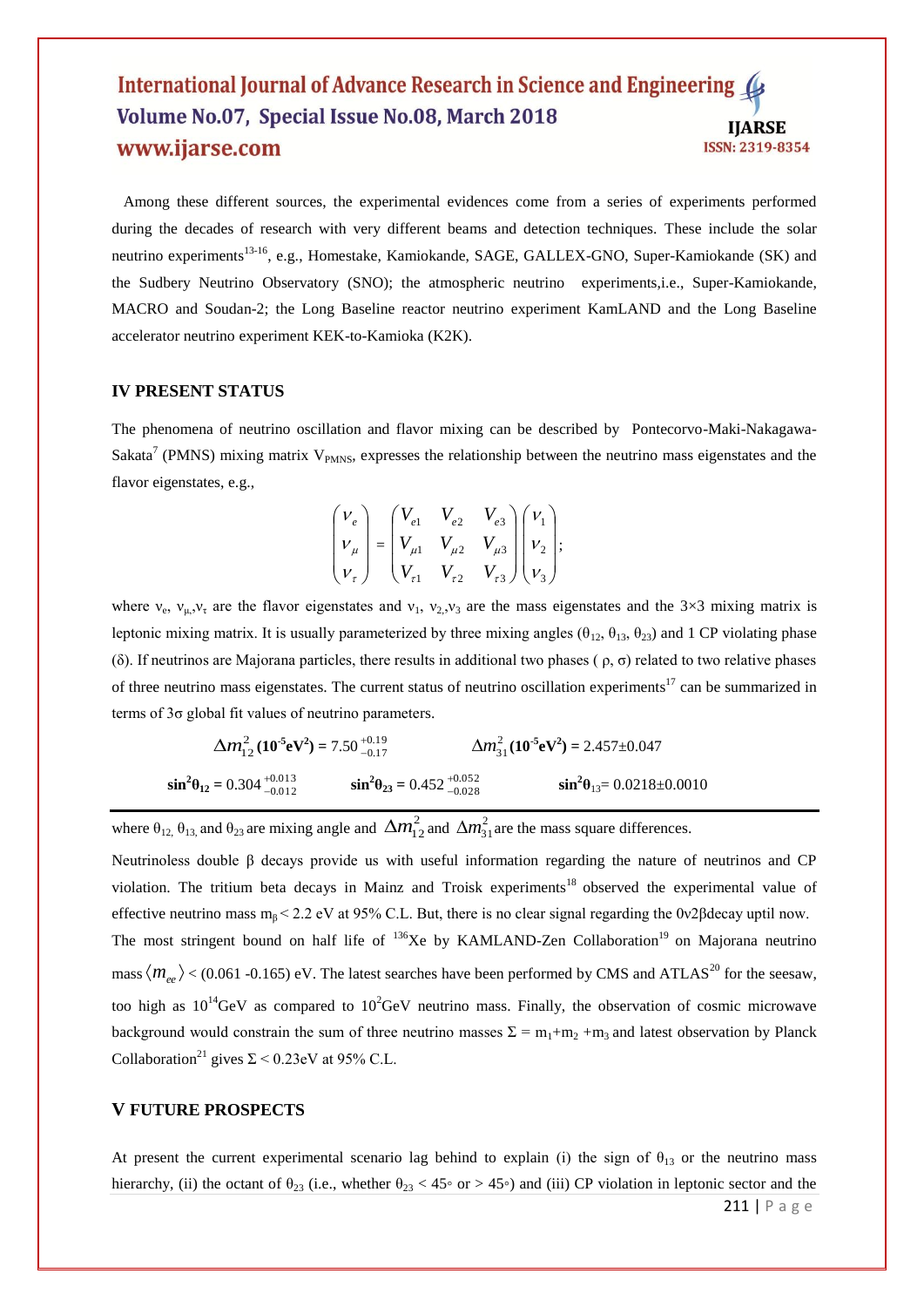Among these different sources, the experimental evidences come from a series of experiments performed during the decades of research with very different beams and detection techniques. These include the solar neutrino experiments[13-16], e.g., Homestake, Kamiokande, SAGE, GALLEX-GNO, Super-Kamiokande (SK) and the Sudbery Neutrino Observatory (SNO); the atmospheric neutrino experiments,i.e., Super-Kamiokande, MACRO and Soudan-2; the Long Baseline reactor neutrino experiment KamLAND and the Long Baseline accelerator neutrino experiment KEK-to-Kamioka (K2K).

## IV PRESENT STATUS

The phenomena of neutrino oscillation and flavor mixing can be described by Pontecorvo-Maki-Nakagawa-Sakata[7] (PMNS) mixing matrix $V_{PMNS}$, expresses the relationship between the neutrino mass eigenstates and the flavor eigenstates, e.g.,

$$\begin{pmatrix} \nu_e \\ \nu_\mu \\ \nu_\tau \end{pmatrix} = \begin{pmatrix} V_{e1} & V_{e2} & V_{e3} \\ V_{\mu1} & V_{\mu2} & V_{\mu3} \\ V_{\tau1} & V_{\tau2} & V_{\tau3} \end{pmatrix} \begin{pmatrix} \nu_1 \\ \nu_2 \\ \nu_3 \end{pmatrix};$$

where $\nu_e$, $\nu_\mu$,$\nu_\tau$ are the flavor eigenstates and $\nu_1$, $\nu_2$,$\nu_3$ are the mass eigenstates and the 3×3 mixing matrix is leptonic mixing matrix. It is usually parameterized by three mixing angles ($\theta_{12}$, $\theta_{13}$, $\theta_{23}$) and 1 CP violating phase ($\delta$). If neutrinos are Majorana particles, there results in additional two phases ( $\rho$, $\sigma$) related to two relative phases of three neutrino mass eigenstates. The current status of neutrino oscillation experiments[17] can be summarized in terms of 3σ global fit values of neutrino parameters.

$$\Delta m_{12}^2\,\mathbf{(10^{-5}eV^2)} = 7.50^{+0.19}_{-0.17} \qquad \Delta m_{31}^2\,\mathbf{(10^{-5}eV^2)} = 2.457\pm0.047$$

$$\sin^2\theta_{12} = 0.304^{+0.013}_{-0.012} \qquad \sin^2\theta_{23} = 0.452^{+0.052}_{-0.028} \qquad \sin^2\theta_{13} = 0.0218\pm0.0010$$

where $\theta_{12}$, $\theta_{13}$ and $\theta_{23}$ are mixing angle and $\Delta m_{12}^2$ and $\Delta m_{31}^2$ are the mass square differences.

Neutrinoless double β decays provide us with useful information regarding the nature of neutrinos and CP violation. The tritium beta decays in Mainz and Troisk experiments[18] observed the experimental value of effective neutrino mass $m_\beta < 2.2$ eV at 95% C.L. But, there is no clear signal regarding the 0ν2βdecay uptil now. The most stringent bound on half life of $^{136}$Xe by KAMLAND-Zen Collaboration[19] on Majorana neutrino mass $\langle m_{ee} \rangle$ < (0.061 -0.165) eV. The latest searches have been performed by CMS and ATLAS[20] for the seesaw, too high as $10^{14}$GeV as compared to $10^{2}$GeV neutrino mass. Finally, the observation of cosmic microwave background would constrain the sum of three neutrino masses $\Sigma = m_1+m_2+m_3$ and latest observation by Planck Collaboration[21] gives $\Sigma < 0.23$eV at 95% C.L.

## V FUTURE PROSPECTS

At present the current experimental scenario lag behind to explain (i) the sign of $\theta_{13}$ or the neutrino mass hierarchy, (ii) the octant of $\theta_{23}$ (i.e., whether $\theta_{23} < 45^\circ$ or $> 45^\circ$) and (iii) CP violation in leptonic sector and the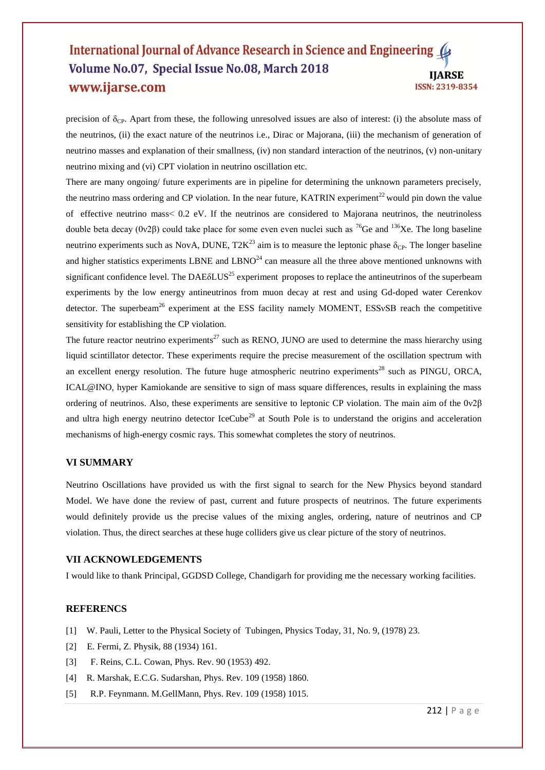precision of $\delta_{CP}$. Apart from these, the following unresolved issues are also of interest: (i) the absolute mass of the neutrinos, (ii) the exact nature of the neutrinos i.e., Dirac or Majorana, (iii) the mechanism of generation of neutrino masses and explanation of their smallness, (iv) non standard interaction of the neutrinos, (v) non-unitary neutrino mixing and (vi) CPT violation in neutrino oscillation etc.

There are many ongoing/ future experiments are in pipeline for determining the unknown parameters precisely, the neutrino mass ordering and CP violation. In the near future, KATRIN experiment[22] would pin down the value of effective neutrino mass< 0.2 eV. If the neutrinos are considered to Majorana neutrinos, the neutrinoless double beta decay ($0\nu2\beta$) could take place for some even even nuclei such as $^{76}$Ge and $^{136}$Xe. The long baseline neutrino experiments such as NovA, DUNE, T2K[23] aim is to measure the leptonic phase $\delta_{CP}$. The longer baseline and higher statistics experiments LBNE and LBNO[24] can measure all the three above mentioned unknowns with significant confidence level. The DAEδLUS[25] experiment proposes to replace the antineutrinos of the superbeam experiments by the low energy antineutrinos from muon decay at rest and using Gd-doped water Cerenkov detector. The superbeam[26] experiment at the ESS facility namely MOMENT, ESSνSB reach the competitive sensitivity for establishing the CP violation.

The future reactor neutrino experiments[27] such as RENO, JUNO are used to determine the mass hierarchy using liquid scintillator detector. These experiments require the precise measurement of the oscillation spectrum with an excellent energy resolution. The future huge atmospheric neutrino experiments[28] such as PINGU, ORCA, ICAL@INO, hyper Kamiokande are sensitive to sign of mass square differences, results in explaining the mass ordering of neutrinos. Also, these experiments are sensitive to leptonic CP violation. The main aim of the $0\nu2\beta$ and ultra high energy neutrino detector IceCube[29] at South Pole is to understand the origins and acceleration mechanisms of high-energy cosmic rays. This somewhat completes the story of neutrinos.

## VI SUMMARY

Neutrino Oscillations have provided us with the first signal to search for the New Physics beyond standard Model. We have done the review of past, current and future prospects of neutrinos. The future experiments would definitely provide us the precise values of the mixing angles, ordering, nature of neutrinos and CP violation. Thus, the direct searches at these huge colliders give us clear picture of the story of neutrinos.

## VII ACKNOWLEDGEMENTS

I would like to thank Principal, GGDSD College, Chandigarh for providing me the necessary working facilities.

## REFERENCS

[1] W. Pauli, Letter to the Physical Society of Tubingen, Physics Today, 31, No. 9, (1978) 23.

[2] E. Fermi, Z. Physik, 88 (1934) 161.

[3] F. Reins, C.L. Cowan, Phys. Rev. 90 (1953) 492.

[4] R. Marshak, E.C.G. Sudarshan, Phys. Rev. 109 (1958) 1860.

[5] R.P. Feynmann. M.GellMann, Phys. Rev. 109 (1958) 1015.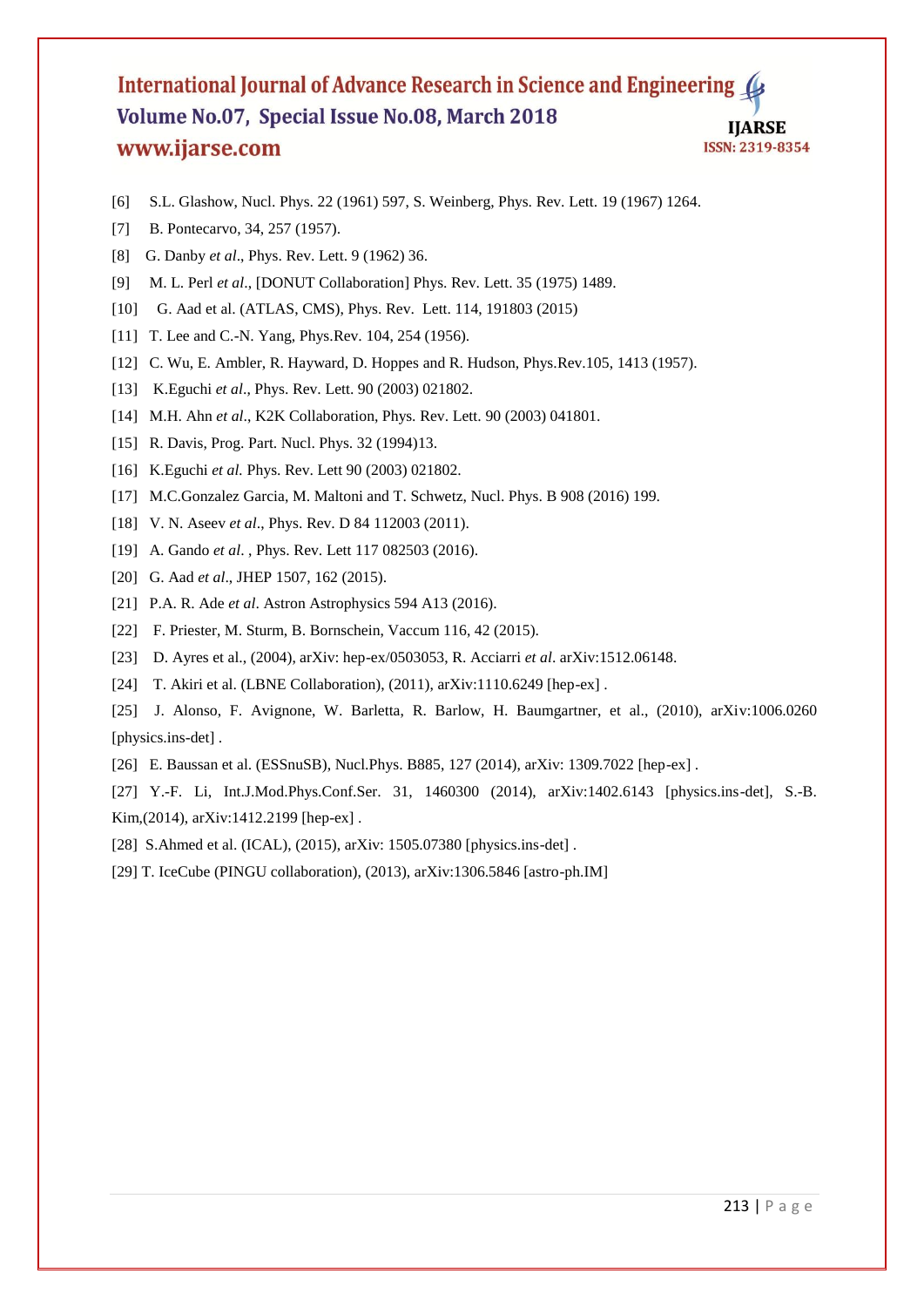[6] S.L. Glashow, Nucl. Phys. 22 (1961) 597, S. Weinberg, Phys. Rev. Lett. 19 (1967) 1264.

[7] B. Pontecarvo, 34, 257 (1957).

[8] G. Danby *et al*., Phys. Rev. Lett. 9 (1962) 36.

[9] M. L. Perl *et al*., [DONUT Collaboration] Phys. Rev. Lett. 35 (1975) 1489.

[10] G. Aad et al. (ATLAS, CMS), Phys. Rev. Lett. 114, 191803 (2015)

[11] T. Lee and C.-N. Yang, Phys.Rev. 104, 254 (1956).

[12] C. Wu, E. Ambler, R. Hayward, D. Hoppes and R. Hudson, Phys.Rev.105, 1413 (1957).

[13] K.Eguchi *et al*., Phys. Rev. Lett. 90 (2003) 021802.

[14] M.H. Ahn *et al*., K2K Collaboration, Phys. Rev. Lett. 90 (2003) 041801.

[15] R. Davis, Prog. Part. Nucl. Phys. 32 (1994)13.

[16] K.Eguchi *et al.* Phys. Rev. Lett 90 (2003) 021802.

[17] M.C.Gonzalez Garcia, M. Maltoni and T. Schwetz, Nucl. Phys. B 908 (2016) 199.

[18] V. N. Aseev *et al*., Phys. Rev. D 84 112003 (2011).

[19] A. Gando *et al*. , Phys. Rev. Lett 117 082503 (2016).

[20] G. Aad *et al*., JHEP 1507, 162 (2015).

[21] P.A. R. Ade *et al*. Astron Astrophysics 594 A13 (2016).

[22] F. Priester, M. Sturm, B. Bornschein, Vaccum 116, 42 (2015).

[23] D. Ayres et al., (2004), arXiv: hep-ex/0503053, R. Acciarri *et al*. arXiv:1512.06148.

[24] T. Akiri et al. (LBNE Collaboration), (2011), arXiv:1110.6249 [hep-ex] .

[25] J. Alonso, F. Avignone, W. Barletta, R. Barlow, H. Baumgartner, et al., (2010), arXiv:1006.0260 [physics.ins-det] .

[26] E. Baussan et al. (ESSnuSB), Nucl.Phys. B885, 127 (2014), arXiv: 1309.7022 [hep-ex] .

[27] Y.-F. Li, Int.J.Mod.Phys.Conf.Ser. 31, 1460300 (2014), arXiv:1402.6143 [physics.ins-det], S.-B. Kim,(2014), arXiv:1412.2199 [hep-ex] .

[28] S.Ahmed et al. (ICAL), (2015), arXiv: 1505.07380 [physics.ins-det] .

[29] T. IceCube (PINGU collaboration), (2013), arXiv:1306.5846 [astro-ph.IM]